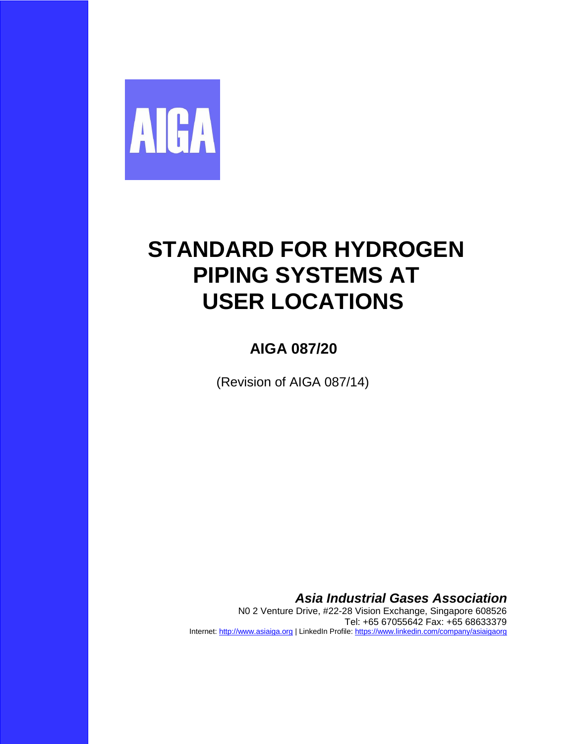AIGA

# STANDARD FOR HYDROGEN PIPING SYSTEMS AT USER LOCATIONS

## AIGA 087/20

(Revision of AIGA 087/14)

***Asia Industrial Gases Association***

N0 2 Venture Drive, #22-28 Vision Exchange, Singapore 608526
Tel: +65 67055642 Fax: +65 68633379
Internet: http://www.asiaiga.org | LinkedIn Profile: https://www.linkedin.com/company/asiaigaorg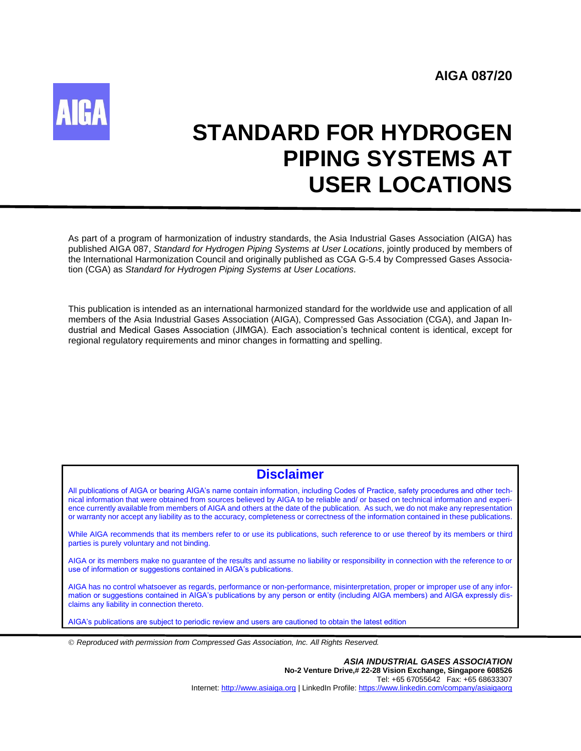AIGA 087/20

AIGA

# STANDARD FOR HYDROGEN PIPING SYSTEMS AT USER LOCATIONS

As part of a program of harmonization of industry standards, the Asia Industrial Gases Association (AIGA) has published AIGA 087, *Standard for Hydrogen Piping Systems at User Locations*, jointly produced by members of the International Harmonization Council and originally published as CGA G-5.4 by Compressed Gases Association (CGA) as *Standard for Hydrogen Piping Systems at User Locations*.

This publication is intended as an international harmonized standard for the worldwide use and application of all members of the Asia Industrial Gases Association (AIGA), Compressed Gas Association (CGA), and Japan Industrial and Medical Gases Association (JIMGA). Each association's technical content is identical, except for regional regulatory requirements and minor changes in formatting and spelling.

## Disclaimer

All publications of AIGA or bearing AIGA's name contain information, including Codes of Practice, safety procedures and other technical information that were obtained from sources believed by AIGA to be reliable and/ or based on technical information and experience currently available from members of AIGA and others at the date of the publication. As such, we do not make any representation or warranty nor accept any liability as to the accuracy, completeness or correctness of the information contained in these publications.

While AIGA recommends that its members refer to or use its publications, such reference to or use thereof by its members or third parties is purely voluntary and not binding.

AIGA or its members make no guarantee of the results and assume no liability or responsibility in connection with the reference to or use of information or suggestions contained in AIGA's publications.

AIGA has no control whatsoever as regards, performance or non-performance, misinterpretation, proper or improper use of any information or suggestions contained in AIGA's publications by any person or entity (including AIGA members) and AIGA expressly disclaims any liability in connection thereto.

AIGA's publications are subject to periodic review and users are cautioned to obtain the latest edition

© *Reproduced with permission from Compressed Gas Association, Inc. All Rights Reserved.*

***ASIA INDUSTRIAL GASES ASSOCIATION***
**No-2 Venture Drive,# 22-28 Vision Exchange, Singapore 608526**
Tel: +65 67055642 Fax: +65 68633307
Internet: http://www.asiaiga.org | LinkedIn Profile: https://www.linkedin.com/company/asiaigaorg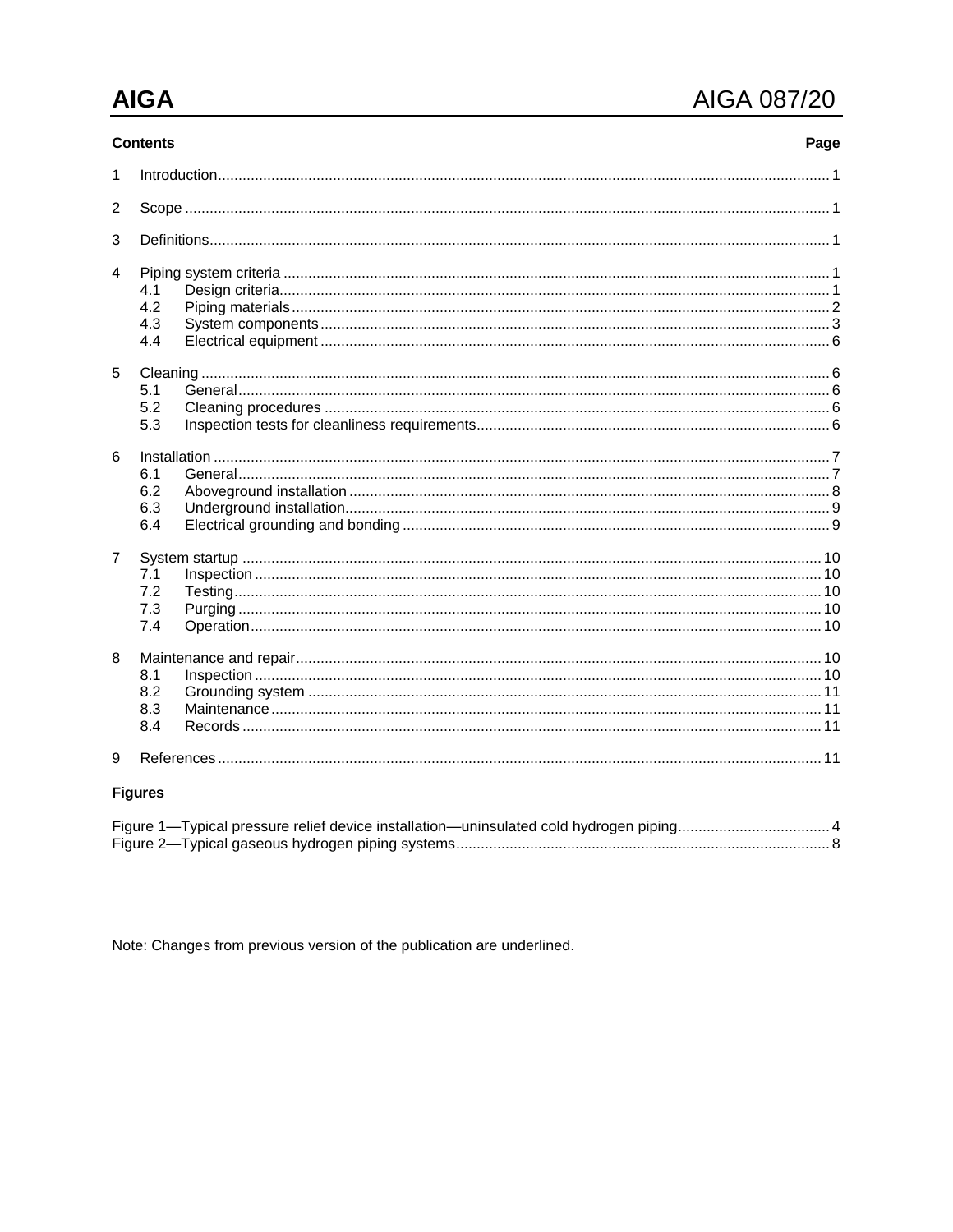**Contents** **Page**

1 Introduction ... 1

2 Scope ... 1

3 Definitions ... 1

4 Piping system criteria ... 1
- 4.1 Design criteria ... 1
- 4.2 Piping materials ... 2
- 4.3 System components ... 3
- 4.4 Electrical equipment ... 6

5 Cleaning ... 6
- 5.1 General ... 6
- 5.2 Cleaning procedures ... 6
- 5.3 Inspection tests for cleanliness requirements ... 6

6 Installation ... 7
- 6.1 General ... 7
- 6.2 Aboveground installation ... 8
- 6.3 Underground installation ... 9
- 6.4 Electrical grounding and bonding ... 9

7 System startup ... 10
- 7.1 Inspection ... 10
- 7.2 Testing ... 10
- 7.3 Purging ... 10
- 7.4 Operation ... 10

8 Maintenance and repair ... 10
- 8.1 Inspection ... 10
- 8.2 Grounding system ... 11
- 8.3 Maintenance ... 11
- 8.4 Records ... 11

9 References ... 11

**Figures**

Figure 1—Typical pressure relief device installation—uninsulated cold hydrogen piping ... 4
Figure 2—Typical gaseous hydrogen piping systems ... 8

Note: Changes from previous version of the publication are underlined.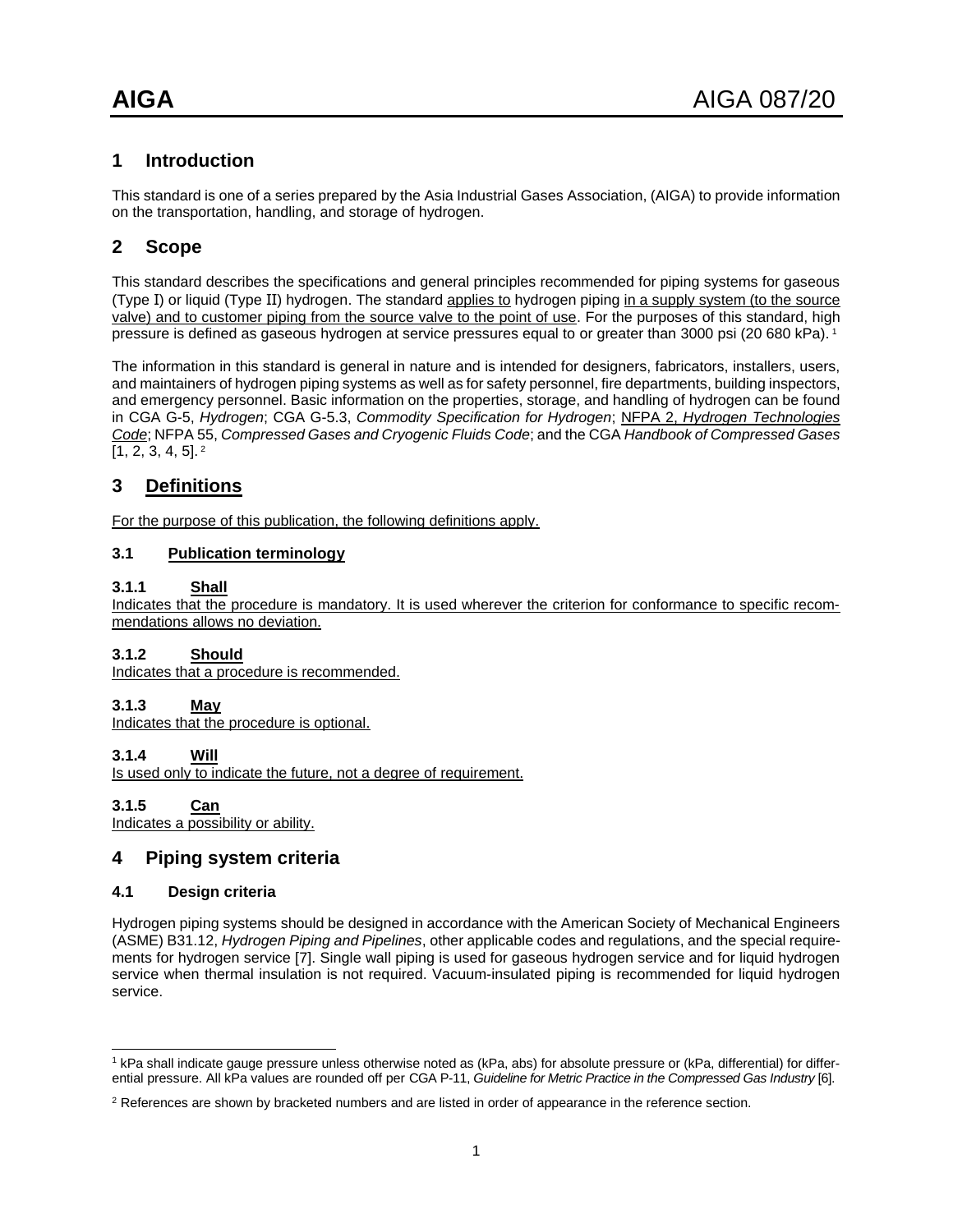# 1 Introduction

This standard is one of a series prepared by the Asia Industrial Gases Association, (AIGA) to provide information on the transportation, handling, and storage of hydrogen.

# 2 Scope

This standard describes the specifications and general principles recommended for piping systems for gaseous (Type I) or liquid (Type II) hydrogen. The standard applies to hydrogen piping in a supply system (to the source valve) and to customer piping from the source valve to the point of use. For the purposes of this standard, high pressure is defined as gaseous hydrogen at service pressures equal to or greater than 3000 psi (20 680 kPa). [1]

The information in this standard is general in nature and is intended for designers, fabricators, installers, users, and maintainers of hydrogen piping systems as well as for safety personnel, fire departments, building inspectors, and emergency personnel. Basic information on the properties, storage, and handling of hydrogen can be found in CGA G-5, *Hydrogen*; CGA G-5.3, *Commodity Specification for Hydrogen*; NFPA 2, *Hydrogen Technologies Code*; NFPA 55, *Compressed Gases and Cryogenic Fluids Code*; and the CGA *Handbook of Compressed Gases* [1, 2, 3, 4, 5]. [2]

# 3 Definitions

For the purpose of this publication, the following definitions apply.

## 3.1 Publication terminology

### 3.1.1 Shall

Indicates that the procedure is mandatory. It is used wherever the criterion for conformance to specific recommendations allows no deviation.

### 3.1.2 Should

Indicates that a procedure is recommended.

### 3.1.3 May

Indicates that the procedure is optional.

### 3.1.4 Will

Is used only to indicate the future, not a degree of requirement.

### 3.1.5 Can

Indicates a possibility or ability.

# 4 Piping system criteria

## 4.1 Design criteria

Hydrogen piping systems should be designed in accordance with the American Society of Mechanical Engineers (ASME) B31.12, *Hydrogen Piping and Pipelines*, other applicable codes and regulations, and the special requirements for hydrogen service [7]. Single wall piping is used for gaseous hydrogen service and for liquid hydrogen service when thermal insulation is not required. Vacuum-insulated piping is recommended for liquid hydrogen service.

---

[1] kPa shall indicate gauge pressure unless otherwise noted as (kPa, abs) for absolute pressure or (kPa, differential) for differential pressure. All kPa values are rounded off per CGA P-11, *Guideline for Metric Practice in the Compressed Gas Industry* [6].

[2] References are shown by bracketed numbers and are listed in order of appearance in the reference section.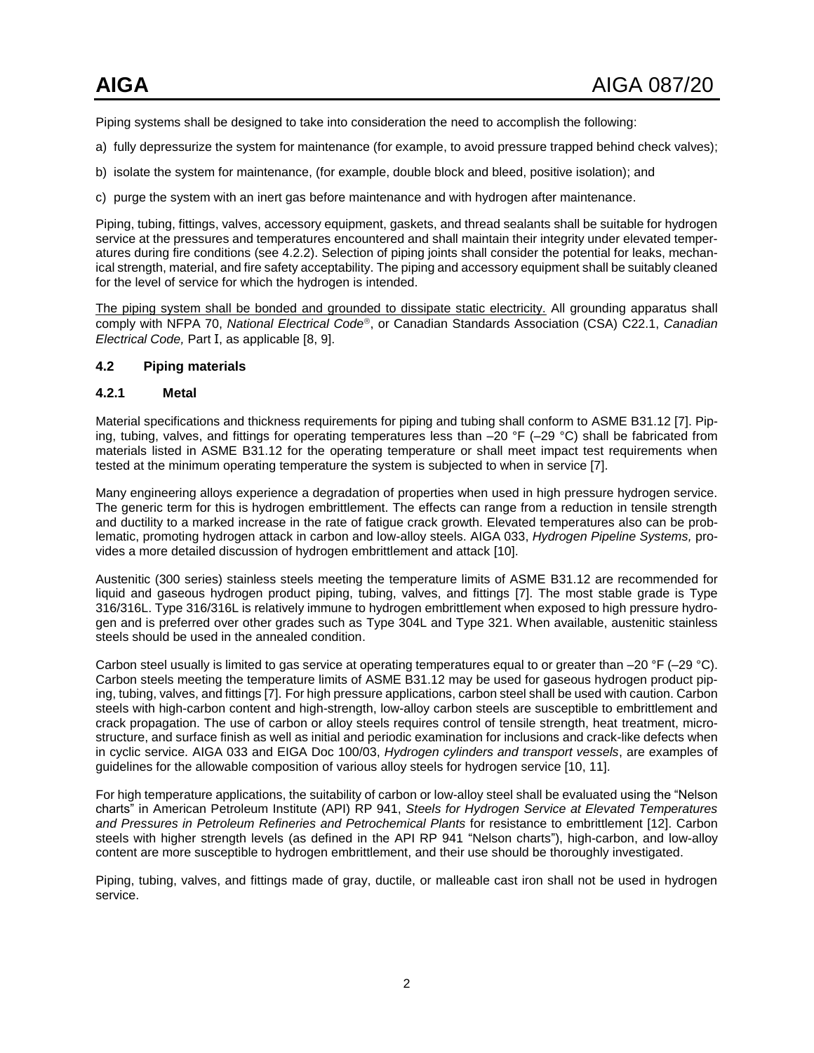Piping systems shall be designed to take into consideration the need to accomplish the following:

a) fully depressurize the system for maintenance (for example, to avoid pressure trapped behind check valves);

b) isolate the system for maintenance, (for example, double block and bleed, positive isolation); and

c) purge the system with an inert gas before maintenance and with hydrogen after maintenance.

Piping, tubing, fittings, valves, accessory equipment, gaskets, and thread sealants shall be suitable for hydrogen service at the pressures and temperatures encountered and shall maintain their integrity under elevated temperatures during fire conditions (see 4.2.2). Selection of piping joints shall consider the potential for leaks, mechanical strength, material, and fire safety acceptability. The piping and accessory equipment shall be suitably cleaned for the level of service for which the hydrogen is intended.

<u>The piping system shall be bonded and grounded to dissipate static electricity.</u> All grounding apparatus shall comply with NFPA 70, *National Electrical Code®*, or Canadian Standards Association (CSA) C22.1, *Canadian Electrical Code,* Part I, as applicable [8, 9].

### 4.2 Piping materials

#### 4.2.1 Metal

Material specifications and thickness requirements for piping and tubing shall conform to ASME B31.12 [7]. Piping, tubing, valves, and fittings for operating temperatures less than –20 °F (–29 °C) shall be fabricated from materials listed in ASME B31.12 for the operating temperature or shall meet impact test requirements when tested at the minimum operating temperature the system is subjected to when in service [7].

Many engineering alloys experience a degradation of properties when used in high pressure hydrogen service. The generic term for this is hydrogen embrittlement. The effects can range from a reduction in tensile strength and ductility to a marked increase in the rate of fatigue crack growth. Elevated temperatures also can be problematic, promoting hydrogen attack in carbon and low-alloy steels. AIGA 033, *Hydrogen Pipeline Systems,* provides a more detailed discussion of hydrogen embrittlement and attack [10].

Austenitic (300 series) stainless steels meeting the temperature limits of ASME B31.12 are recommended for liquid and gaseous hydrogen product piping, tubing, valves, and fittings [7]. The most stable grade is Type 316/316L. Type 316/316L is relatively immune to hydrogen embrittlement when exposed to high pressure hydrogen and is preferred over other grades such as Type 304L and Type 321. When available, austenitic stainless steels should be used in the annealed condition.

Carbon steel usually is limited to gas service at operating temperatures equal to or greater than –20 °F (–29 °C). Carbon steels meeting the temperature limits of ASME B31.12 may be used for gaseous hydrogen product piping, tubing, valves, and fittings [7]. For high pressure applications, carbon steel shall be used with caution. Carbon steels with high-carbon content and high-strength, low-alloy carbon steels are susceptible to embrittlement and crack propagation. The use of carbon or alloy steels requires control of tensile strength, heat treatment, microstructure, and surface finish as well as initial and periodic examination for inclusions and crack-like defects when in cyclic service. AIGA 033 and EIGA Doc 100/03, *Hydrogen cylinders and transport vessels*, are examples of guidelines for the allowable composition of various alloy steels for hydrogen service [10, 11].

For high temperature applications, the suitability of carbon or low-alloy steel shall be evaluated using the "Nelson charts" in American Petroleum Institute (API) RP 941, *Steels for Hydrogen Service at Elevated Temperatures and Pressures in Petroleum Refineries and Petrochemical Plants* for resistance to embrittlement [12]. Carbon steels with higher strength levels (as defined in the API RP 941 "Nelson charts"), high-carbon, and low-alloy content are more susceptible to hydrogen embrittlement, and their use should be thoroughly investigated.

Piping, tubing, valves, and fittings made of gray, ductile, or malleable cast iron shall not be used in hydrogen service.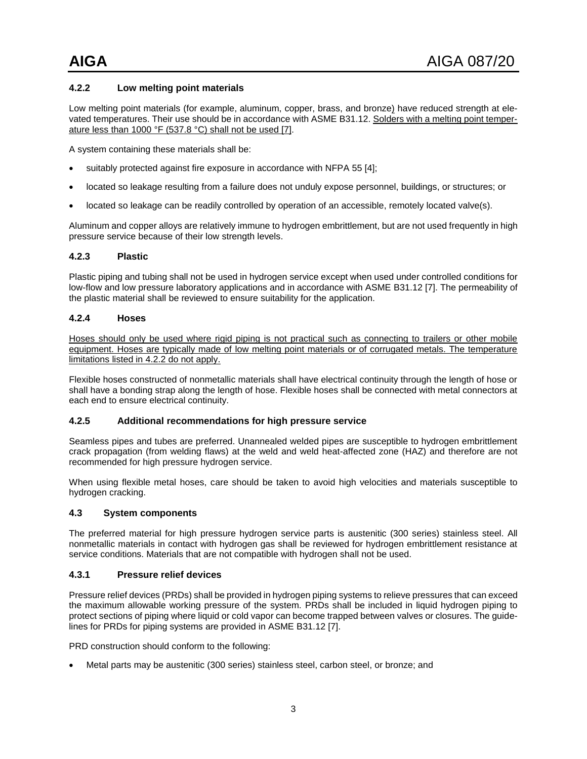### 4.2.2 Low melting point materials

Low melting point materials (for example, aluminum, copper, brass, and bronze) have reduced strength at elevated temperatures. Their use should be in accordance with ASME B31.12. Solders with a melting point temperature less than 1000 °F (537.8 °C) shall not be used [7].

A system containing these materials shall be:

- suitably protected against fire exposure in accordance with NFPA 55 [4];
- located so leakage resulting from a failure does not unduly expose personnel, buildings, or structures; or
- located so leakage can be readily controlled by operation of an accessible, remotely located valve(s).

Aluminum and copper alloys are relatively immune to hydrogen embrittlement, but are not used frequently in high pressure service because of their low strength levels.

### 4.2.3 Plastic

Plastic piping and tubing shall not be used in hydrogen service except when used under controlled conditions for low-flow and low pressure laboratory applications and in accordance with ASME B31.12 [7]. The permeability of the plastic material shall be reviewed to ensure suitability for the application.

### 4.2.4 Hoses

Hoses should only be used where rigid piping is not practical such as connecting to trailers or other mobile equipment. Hoses are typically made of low melting point materials or of corrugated metals. The temperature limitations listed in 4.2.2 do not apply.

Flexible hoses constructed of nonmetallic materials shall have electrical continuity through the length of hose or shall have a bonding strap along the length of hose. Flexible hoses shall be connected with metal connectors at each end to ensure electrical continuity.

### 4.2.5 Additional recommendations for high pressure service

Seamless pipes and tubes are preferred. Unannealed welded pipes are susceptible to hydrogen embrittlement crack propagation (from welding flaws) at the weld and weld heat-affected zone (HAZ) and therefore are not recommended for high pressure hydrogen service.

When using flexible metal hoses, care should be taken to avoid high velocities and materials susceptible to hydrogen cracking.

## 4.3 System components

The preferred material for high pressure hydrogen service parts is austenitic (300 series) stainless steel. All nonmetallic materials in contact with hydrogen gas shall be reviewed for hydrogen embrittlement resistance at service conditions. Materials that are not compatible with hydrogen shall not be used.

### 4.3.1 Pressure relief devices

Pressure relief devices (PRDs) shall be provided in hydrogen piping systems to relieve pressures that can exceed the maximum allowable working pressure of the system. PRDs shall be included in liquid hydrogen piping to protect sections of piping where liquid or cold vapor can become trapped between valves or closures. The guidelines for PRDs for piping systems are provided in ASME B31.12 [7].

PRD construction should conform to the following:

- Metal parts may be austenitic (300 series) stainless steel, carbon steel, or bronze; and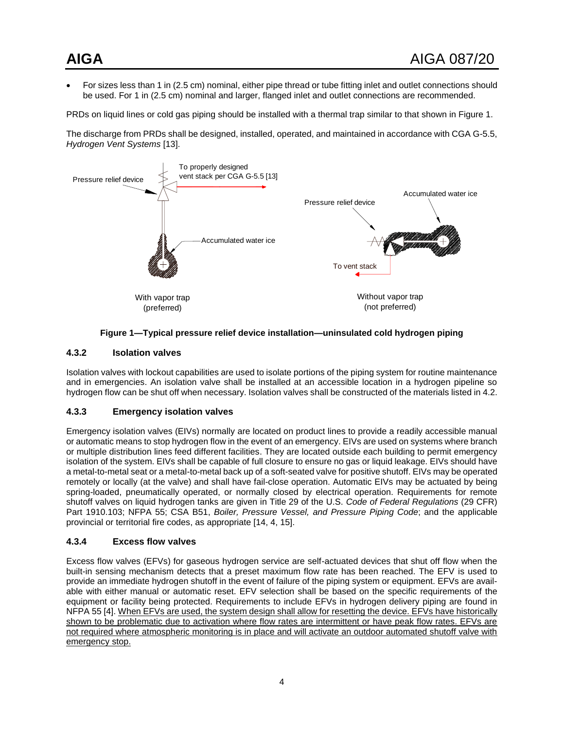- For sizes less than 1 in (2.5 cm) nominal, either pipe thread or tube fitting inlet and outlet connections should be used. For 1 in (2.5 cm) nominal and larger, flanged inlet and outlet connections are recommended.

PRDs on liquid lines or cold gas piping should be installed with a thermal trap similar to that shown in Figure 1.

The discharge from PRDs shall be designed, installed, operated, and maintained in accordance with CGA G-5.5, *Hydrogen Vent Systems* [13].

**Figure 1—Typical pressure relief device installation—uninsulated cold hydrogen piping**

### 4.3.2 Isolation valves

Isolation valves with lockout capabilities are used to isolate portions of the piping system for routine maintenance and in emergencies. An isolation valve shall be installed at an accessible location in a hydrogen pipeline so hydrogen flow can be shut off when necessary. Isolation valves shall be constructed of the materials listed in 4.2.

### 4.3.3 Emergency isolation valves

Emergency isolation valves (EIVs) normally are located on product lines to provide a readily accessible manual or automatic means to stop hydrogen flow in the event of an emergency. EIVs are used on systems where branch or multiple distribution lines feed different facilities. They are located outside each building to permit emergency isolation of the system. EIVs shall be capable of full closure to ensure no gas or liquid leakage. EIVs should have a metal-to-metal seat or a metal-to-metal back up of a soft-seated valve for positive shutoff. EIVs may be operated remotely or locally (at the valve) and shall have fail-close operation. Automatic EIVs may be actuated by being spring-loaded, pneumatically operated, or normally closed by electrical operation. Requirements for remote shutoff valves on liquid hydrogen tanks are given in Title 29 of the U.S. *Code of Federal Regulations* (29 CFR) Part 1910.103; NFPA 55; CSA B51, *Boiler, Pressure Vessel, and Pressure Piping Code*; and the applicable provincial or territorial fire codes, as appropriate [14, 4, 15].

### 4.3.4 Excess flow valves

Excess flow valves (EFVs) for gaseous hydrogen service are self-actuated devices that shut off flow when the built-in sensing mechanism detects that a preset maximum flow rate has been reached. The EFV is used to provide an immediate hydrogen shutoff in the event of failure of the piping system or equipment. EFVs are available with either manual or automatic reset. EFV selection shall be based on the specific requirements of the equipment or facility being protected. Requirements to include EFVs in hydrogen delivery piping are found in NFPA 55 [4]. <u>When EFVs are used, the system design shall allow for resetting the device. EFVs have historically shown to be problematic due to activation where flow rates are intermittent or have peak flow rates. EFVs are not required where atmospheric monitoring is in place and will activate an outdoor automated shutoff valve with emergency stop.</u>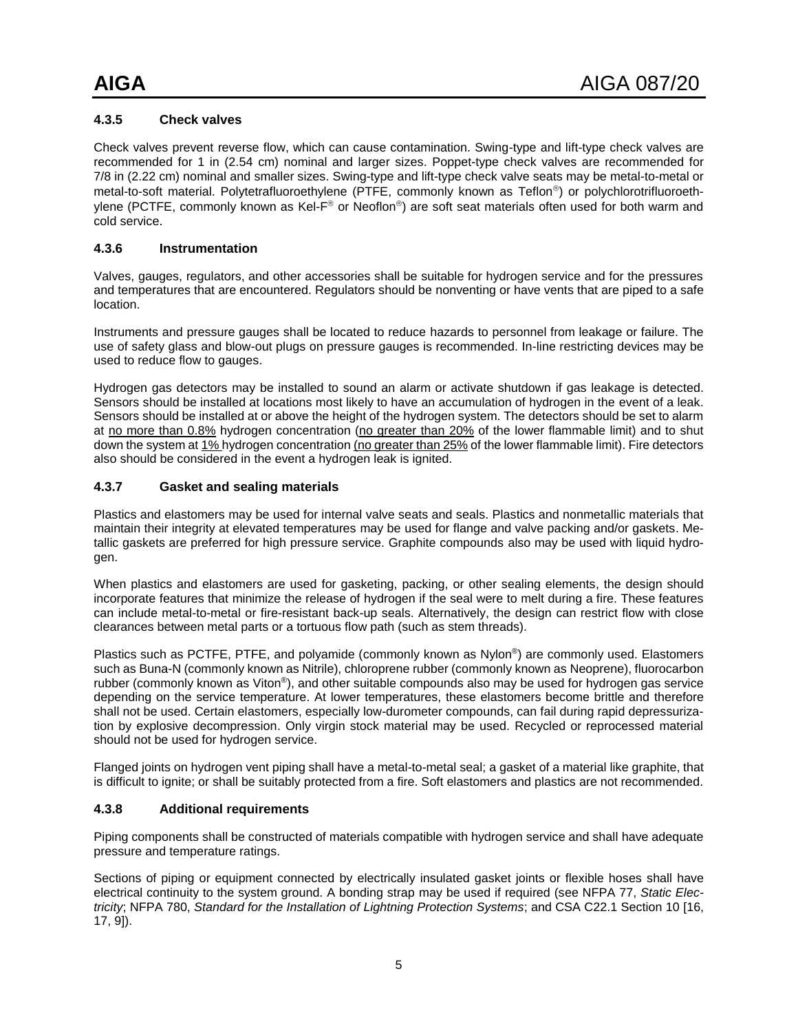### 4.3.5 Check valves

Check valves prevent reverse flow, which can cause contamination. Swing-type and lift-type check valves are recommended for 1 in (2.54 cm) nominal and larger sizes. Poppet-type check valves are recommended for 7/8 in (2.22 cm) nominal and smaller sizes. Swing-type and lift-type check valve seats may be metal-to-metal or metal-to-soft material. Polytetrafluoroethylene (PTFE, commonly known as Teflon®) or polychlorotrifluoroethylene (PCTFE, commonly known as Kel-F® or Neoflon®) are soft seat materials often used for both warm and cold service.

### 4.3.6 Instrumentation

Valves, gauges, regulators, and other accessories shall be suitable for hydrogen service and for the pressures and temperatures that are encountered. Regulators should be nonventing or have vents that are piped to a safe location.

Instruments and pressure gauges shall be located to reduce hazards to personnel from leakage or failure. The use of safety glass and blow-out plugs on pressure gauges is recommended. In-line restricting devices may be used to reduce flow to gauges.

Hydrogen gas detectors may be installed to sound an alarm or activate shutdown if gas leakage is detected. Sensors should be installed at locations most likely to have an accumulation of hydrogen in the event of a leak. Sensors should be installed at or above the height of the hydrogen system. The detectors should be set to alarm at no more than 0.8% hydrogen concentration (no greater than 20% of the lower flammable limit) and to shut down the system at 1% hydrogen concentration (no greater than 25% of the lower flammable limit). Fire detectors also should be considered in the event a hydrogen leak is ignited.

### 4.3.7 Gasket and sealing materials

Plastics and elastomers may be used for internal valve seats and seals. Plastics and nonmetallic materials that maintain their integrity at elevated temperatures may be used for flange and valve packing and/or gaskets. Metallic gaskets are preferred for high pressure service. Graphite compounds also may be used with liquid hydrogen.

When plastics and elastomers are used for gasketing, packing, or other sealing elements, the design should incorporate features that minimize the release of hydrogen if the seal were to melt during a fire. These features can include metal-to-metal or fire-resistant back-up seals. Alternatively, the design can restrict flow with close clearances between metal parts or a tortuous flow path (such as stem threads).

Plastics such as PCTFE, PTFE, and polyamide (commonly known as Nylon®) are commonly used. Elastomers such as Buna-N (commonly known as Nitrile), chloroprene rubber (commonly known as Neoprene), fluorocarbon rubber (commonly known as Viton®), and other suitable compounds also may be used for hydrogen gas service depending on the service temperature. At lower temperatures, these elastomers become brittle and therefore shall not be used. Certain elastomers, especially low-durometer compounds, can fail during rapid depressurization by explosive decompression. Only virgin stock material may be used. Recycled or reprocessed material should not be used for hydrogen service.

Flanged joints on hydrogen vent piping shall have a metal-to-metal seal; a gasket of a material like graphite, that is difficult to ignite; or shall be suitably protected from a fire. Soft elastomers and plastics are not recommended.

### 4.3.8 Additional requirements

Piping components shall be constructed of materials compatible with hydrogen service and shall have adequate pressure and temperature ratings.

Sections of piping or equipment connected by electrically insulated gasket joints or flexible hoses shall have electrical continuity to the system ground. A bonding strap may be used if required (see NFPA 77, *Static Electricity*; NFPA 780, *Standard for the Installation of Lightning Protection Systems*; and CSA C22.1 Section 10 [16, 17, 9]).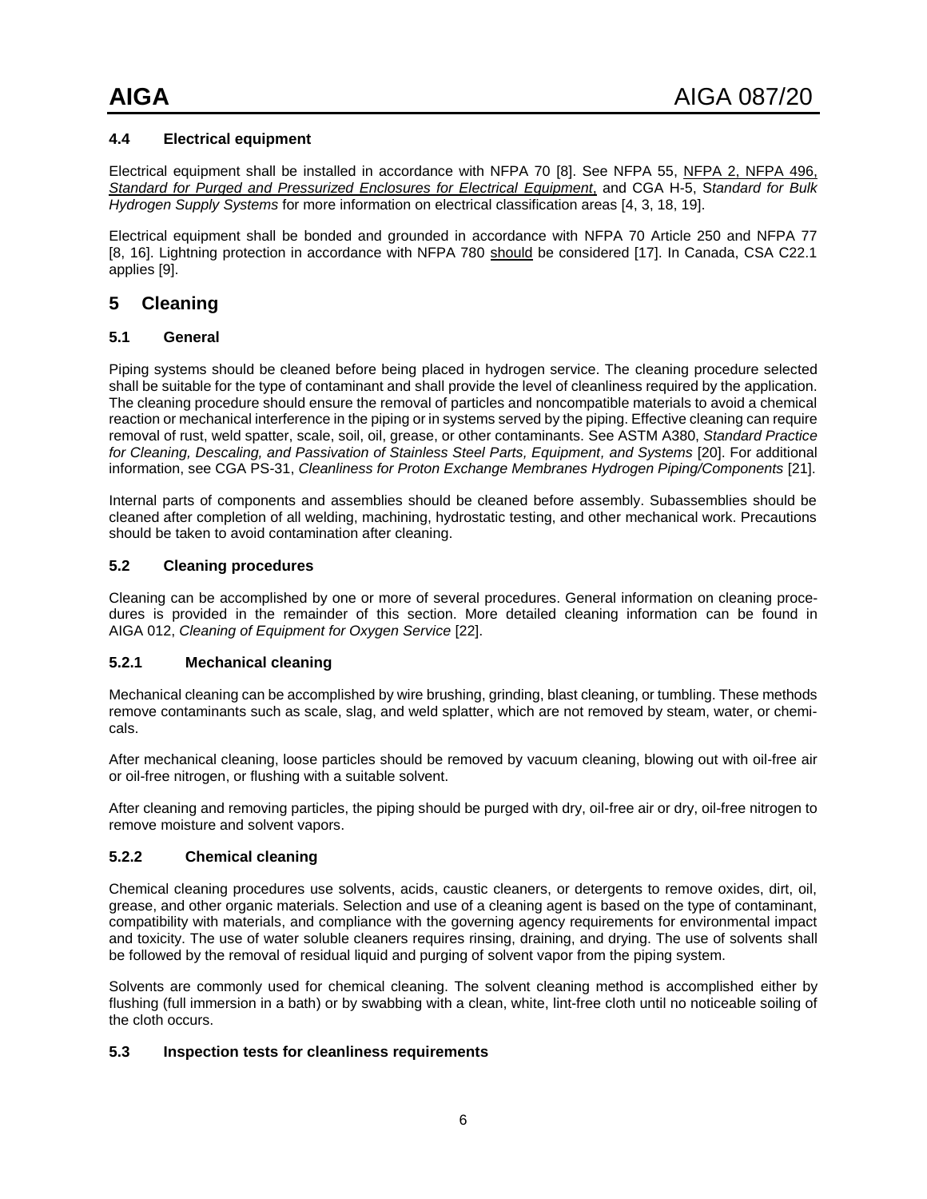### 4.4 Electrical equipment

Electrical equipment shall be installed in accordance with NFPA 70 [8]. See NFPA 55, NFPA 2, NFPA 496, *Standard for Purged and Pressurized Enclosures for Electrical Equipment*, and CGA H-5, *Standard for Bulk Hydrogen Supply Systems* for more information on electrical classification areas [4, 3, 18, 19].

Electrical equipment shall be bonded and grounded in accordance with NFPA 70 Article 250 and NFPA 77 [8, 16]. Lightning protection in accordance with NFPA 780 should be considered [17]. In Canada, CSA C22.1 applies [9].

## 5 Cleaning

### 5.1 General

Piping systems should be cleaned before being placed in hydrogen service. The cleaning procedure selected shall be suitable for the type of contaminant and shall provide the level of cleanliness required by the application. The cleaning procedure should ensure the removal of particles and noncompatible materials to avoid a chemical reaction or mechanical interference in the piping or in systems served by the piping. Effective cleaning can require removal of rust, weld spatter, scale, soil, oil, grease, or other contaminants. See ASTM A380, *Standard Practice for Cleaning, Descaling, and Passivation of Stainless Steel Parts, Equipment, and Systems* [20]. For additional information, see CGA PS-31, *Cleanliness for Proton Exchange Membranes Hydrogen Piping/Components* [21].

Internal parts of components and assemblies should be cleaned before assembly. Subassemblies should be cleaned after completion of all welding, machining, hydrostatic testing, and other mechanical work. Precautions should be taken to avoid contamination after cleaning.

### 5.2 Cleaning procedures

Cleaning can be accomplished by one or more of several procedures. General information on cleaning procedures is provided in the remainder of this section. More detailed cleaning information can be found in AIGA 012, *Cleaning of Equipment for Oxygen Service* [22].

#### 5.2.1 Mechanical cleaning

Mechanical cleaning can be accomplished by wire brushing, grinding, blast cleaning, or tumbling. These methods remove contaminants such as scale, slag, and weld splatter, which are not removed by steam, water, or chemicals.

After mechanical cleaning, loose particles should be removed by vacuum cleaning, blowing out with oil-free air or oil-free nitrogen, or flushing with a suitable solvent.

After cleaning and removing particles, the piping should be purged with dry, oil-free air or dry, oil-free nitrogen to remove moisture and solvent vapors.

#### 5.2.2 Chemical cleaning

Chemical cleaning procedures use solvents, acids, caustic cleaners, or detergents to remove oxides, dirt, oil, grease, and other organic materials. Selection and use of a cleaning agent is based on the type of contaminant, compatibility with materials, and compliance with the governing agency requirements for environmental impact and toxicity. The use of water soluble cleaners requires rinsing, draining, and drying. The use of solvents shall be followed by the removal of residual liquid and purging of solvent vapor from the piping system.

Solvents are commonly used for chemical cleaning. The solvent cleaning method is accomplished either by flushing (full immersion in a bath) or by swabbing with a clean, white, lint-free cloth until no noticeable soiling of the cloth occurs.

### 5.3 Inspection tests for cleanliness requirements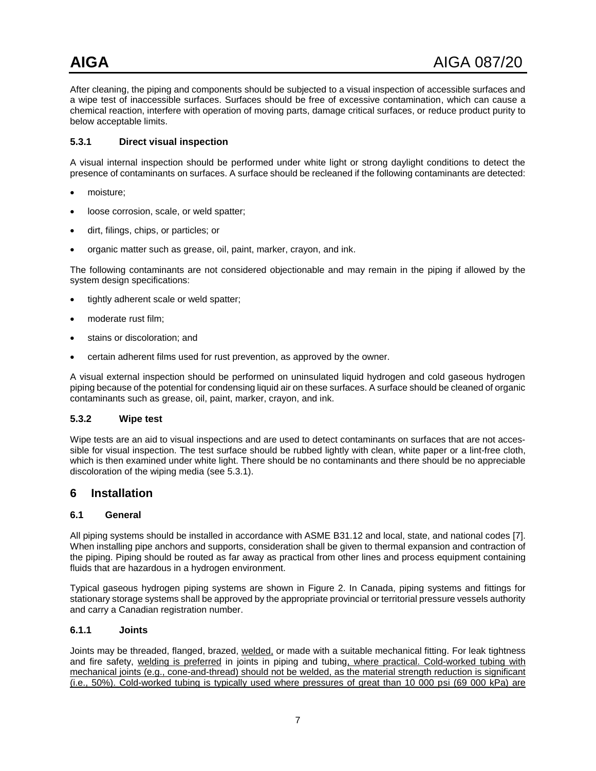After cleaning, the piping and components should be subjected to a visual inspection of accessible surfaces and a wipe test of inaccessible surfaces. Surfaces should be free of excessive contamination, which can cause a chemical reaction, interfere with operation of moving parts, damage critical surfaces, or reduce product purity to below acceptable limits.

### 5.3.1 Direct visual inspection

A visual internal inspection should be performed under white light or strong daylight conditions to detect the presence of contaminants on surfaces. A surface should be recleaned if the following contaminants are detected:

- moisture;
- loose corrosion, scale, or weld spatter;
- dirt, filings, chips, or particles; or
- organic matter such as grease, oil, paint, marker, crayon, and ink.

The following contaminants are not considered objectionable and may remain in the piping if allowed by the system design specifications:

- tightly adherent scale or weld spatter;
- moderate rust film;
- stains or discoloration; and
- certain adherent films used for rust prevention, as approved by the owner.

A visual external inspection should be performed on uninsulated liquid hydrogen and cold gaseous hydrogen piping because of the potential for condensing liquid air on these surfaces. A surface should be cleaned of organic contaminants such as grease, oil, paint, marker, crayon, and ink.

### 5.3.2 Wipe test

Wipe tests are an aid to visual inspections and are used to detect contaminants on surfaces that are not accessible for visual inspection. The test surface should be rubbed lightly with clean, white paper or a lint-free cloth, which is then examined under white light. There should be no contaminants and there should be no appreciable discoloration of the wiping media (see 5.3.1).

# 6 Installation

## 6.1 General

All piping systems should be installed in accordance with ASME B31.12 and local, state, and national codes [7]. When installing pipe anchors and supports, consideration shall be given to thermal expansion and contraction of the piping. Piping should be routed as far away as practical from other lines and process equipment containing fluids that are hazardous in a hydrogen environment.

Typical gaseous hydrogen piping systems are shown in Figure 2. In Canada, piping systems and fittings for stationary storage systems shall be approved by the appropriate provincial or territorial pressure vessels authority and carry a Canadian registration number.

### 6.1.1 Joints

Joints may be threaded, flanged, brazed, welded, or made with a suitable mechanical fitting. For leak tightness and fire safety, welding is preferred in joints in piping and tubing, where practical. Cold-worked tubing with mechanical joints (e.g., cone-and-thread) should not be welded, as the material strength reduction is significant (i.e., 50%). Cold-worked tubing is typically used where pressures of great than 10 000 psi (69 000 kPa) are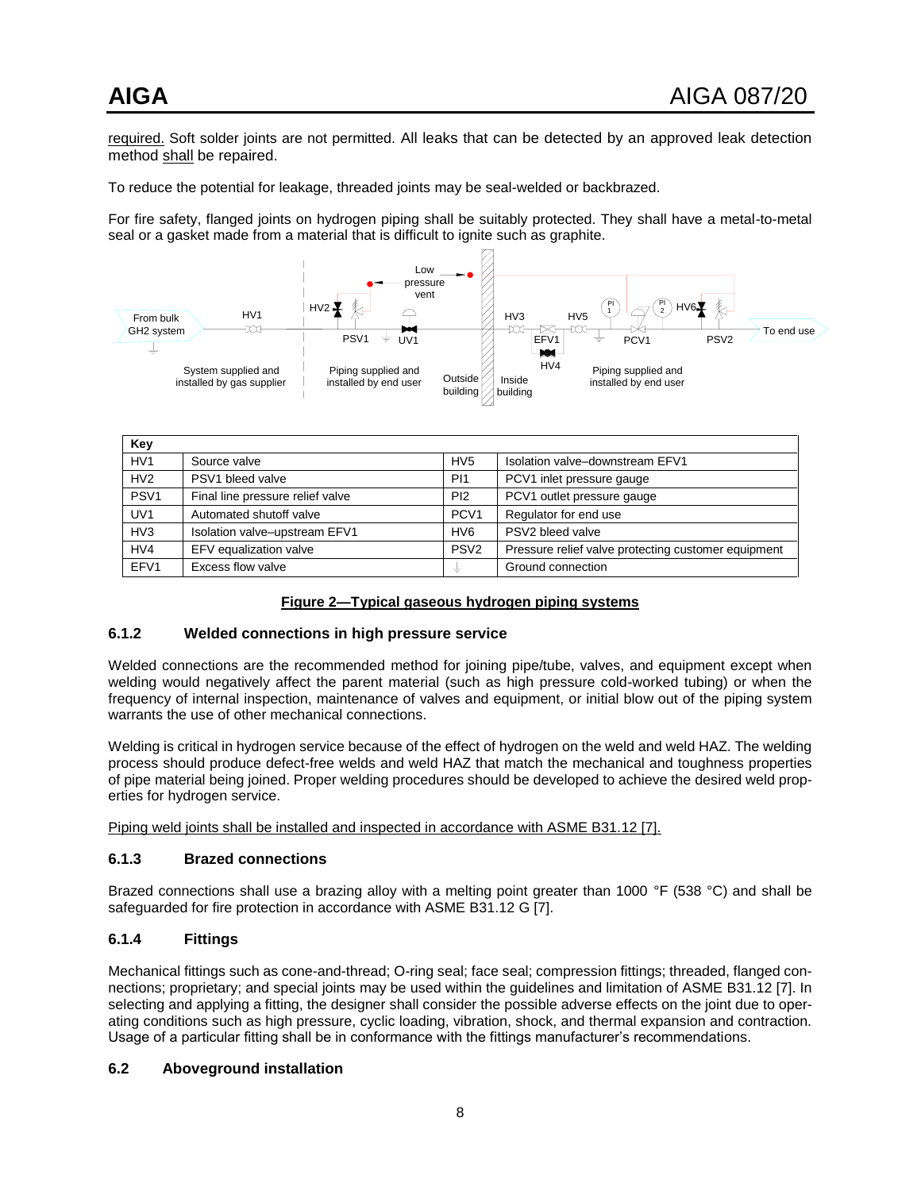required. Soft solder joints are not permitted. All leaks that can be detected by an approved leak detection method shall be repaired.

To reduce the potential for leakage, threaded joints may be seal-welded or backbrazed.

For fire safety, flanged joints on hydrogen piping shall be suitably protected. They shall have a metal-to-metal seal or a gasket made from a material that is difficult to ignite such as graphite.

| Key | | | |
|---|---|---|---|
| HV1 | Source valve | HV5 | Isolation valve–downstream EFV1 |
| HV2 | PSV1 bleed valve | PI1 | PCV1 inlet pressure gauge |
| PSV1 | Final line pressure relief valve | PI2 | PCV1 outlet pressure gauge |
| UV1 | Automated shutoff valve | PCV1 | Regulator for end use |
| HV3 | Isolation valve–upstream EFV1 | HV6 | PSV2 bleed valve |
| HV4 | EFV equalization valve | PSV2 | Pressure relief valve protecting customer equipment |
| EFV1 | Excess flow valve | ⏚ | Ground connection |

**Figure 2—Typical gaseous hydrogen piping systems**

### 6.1.2 Welded connections in high pressure service

Welded connections are the recommended method for joining pipe/tube, valves, and equipment except when welding would negatively affect the parent material (such as high pressure cold-worked tubing) or when the frequency of internal inspection, maintenance of valves and equipment, or initial blow out of the piping system warrants the use of other mechanical connections.

Welding is critical in hydrogen service because of the effect of hydrogen on the weld and weld HAZ. The welding process should produce defect-free welds and weld HAZ that match the mechanical and toughness properties of pipe material being joined. Proper welding procedures should be developed to achieve the desired weld properties for hydrogen service.

Piping weld joints shall be installed and inspected in accordance with ASME B31.12 [7].

### 6.1.3 Brazed connections

Brazed connections shall use a brazing alloy with a melting point greater than 1000 °F (538 °C) and shall be safeguarded for fire protection in accordance with ASME B31.12 G [7].

### 6.1.4 Fittings

Mechanical fittings such as cone-and-thread; O-ring seal; face seal; compression fittings; threaded, flanged connections; proprietary; and special joints may be used within the guidelines and limitation of ASME B31.12 [7]. In selecting and applying a fitting, the designer shall consider the possible adverse effects on the joint due to operating conditions such as high pressure, cyclic loading, vibration, shock, and thermal expansion and contraction. Usage of a particular fitting shall be in conformance with the fittings manufacturer's recommendations.

## 6.2 Aboveground installation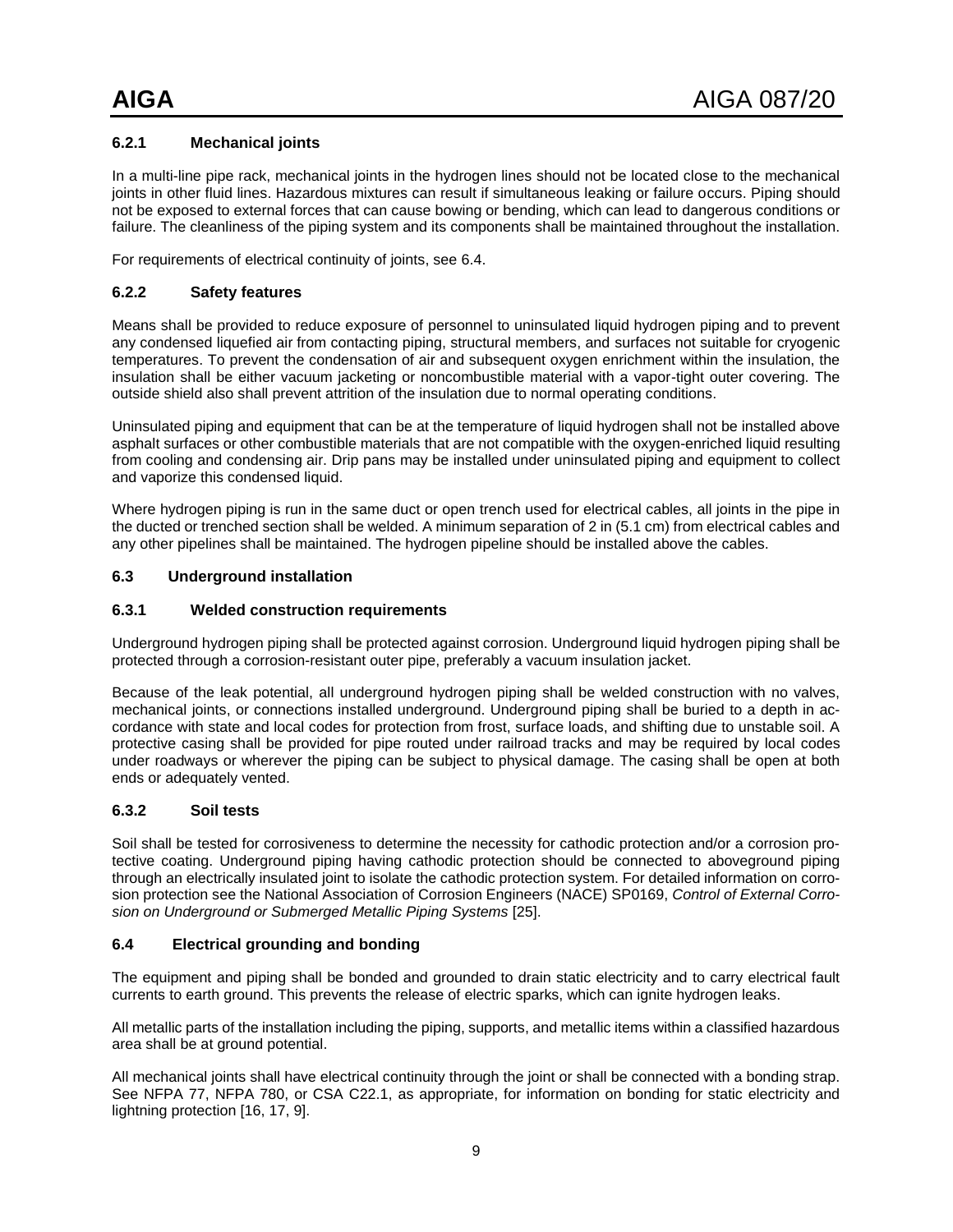### 6.2.1 Mechanical joints

In a multi-line pipe rack, mechanical joints in the hydrogen lines should not be located close to the mechanical joints in other fluid lines. Hazardous mixtures can result if simultaneous leaking or failure occurs. Piping should not be exposed to external forces that can cause bowing or bending, which can lead to dangerous conditions or failure. The cleanliness of the piping system and its components shall be maintained throughout the installation.

For requirements of electrical continuity of joints, see 6.4.

### 6.2.2 Safety features

Means shall be provided to reduce exposure of personnel to uninsulated liquid hydrogen piping and to prevent any condensed liquefied air from contacting piping, structural members, and surfaces not suitable for cryogenic temperatures. To prevent the condensation of air and subsequent oxygen enrichment within the insulation, the insulation shall be either vacuum jacketing or noncombustible material with a vapor-tight outer covering. The outside shield also shall prevent attrition of the insulation due to normal operating conditions.

Uninsulated piping and equipment that can be at the temperature of liquid hydrogen shall not be installed above asphalt surfaces or other combustible materials that are not compatible with the oxygen-enriched liquid resulting from cooling and condensing air. Drip pans may be installed under uninsulated piping and equipment to collect and vaporize this condensed liquid.

Where hydrogen piping is run in the same duct or open trench used for electrical cables, all joints in the pipe in the ducted or trenched section shall be welded. A minimum separation of 2 in (5.1 cm) from electrical cables and any other pipelines shall be maintained. The hydrogen pipeline should be installed above the cables.

## 6.3 Underground installation

### 6.3.1 Welded construction requirements

Underground hydrogen piping shall be protected against corrosion. Underground liquid hydrogen piping shall be protected through a corrosion-resistant outer pipe, preferably a vacuum insulation jacket.

Because of the leak potential, all underground hydrogen piping shall be welded construction with no valves, mechanical joints, or connections installed underground. Underground piping shall be buried to a depth in accordance with state and local codes for protection from frost, surface loads, and shifting due to unstable soil. A protective casing shall be provided for pipe routed under railroad tracks and may be required by local codes under roadways or wherever the piping can be subject to physical damage. The casing shall be open at both ends or adequately vented.

### 6.3.2 Soil tests

Soil shall be tested for corrosiveness to determine the necessity for cathodic protection and/or a corrosion protective coating. Underground piping having cathodic protection should be connected to aboveground piping through an electrically insulated joint to isolate the cathodic protection system. For detailed information on corrosion protection see the National Association of Corrosion Engineers (NACE) SP0169, *Control of External Corrosion on Underground or Submerged Metallic Piping Systems* [25].

## 6.4 Electrical grounding and bonding

The equipment and piping shall be bonded and grounded to drain static electricity and to carry electrical fault currents to earth ground. This prevents the release of electric sparks, which can ignite hydrogen leaks.

All metallic parts of the installation including the piping, supports, and metallic items within a classified hazardous area shall be at ground potential.

All mechanical joints shall have electrical continuity through the joint or shall be connected with a bonding strap. See NFPA 77, NFPA 780, or CSA C22.1, as appropriate, for information on bonding for static electricity and lightning protection [16, 17, 9].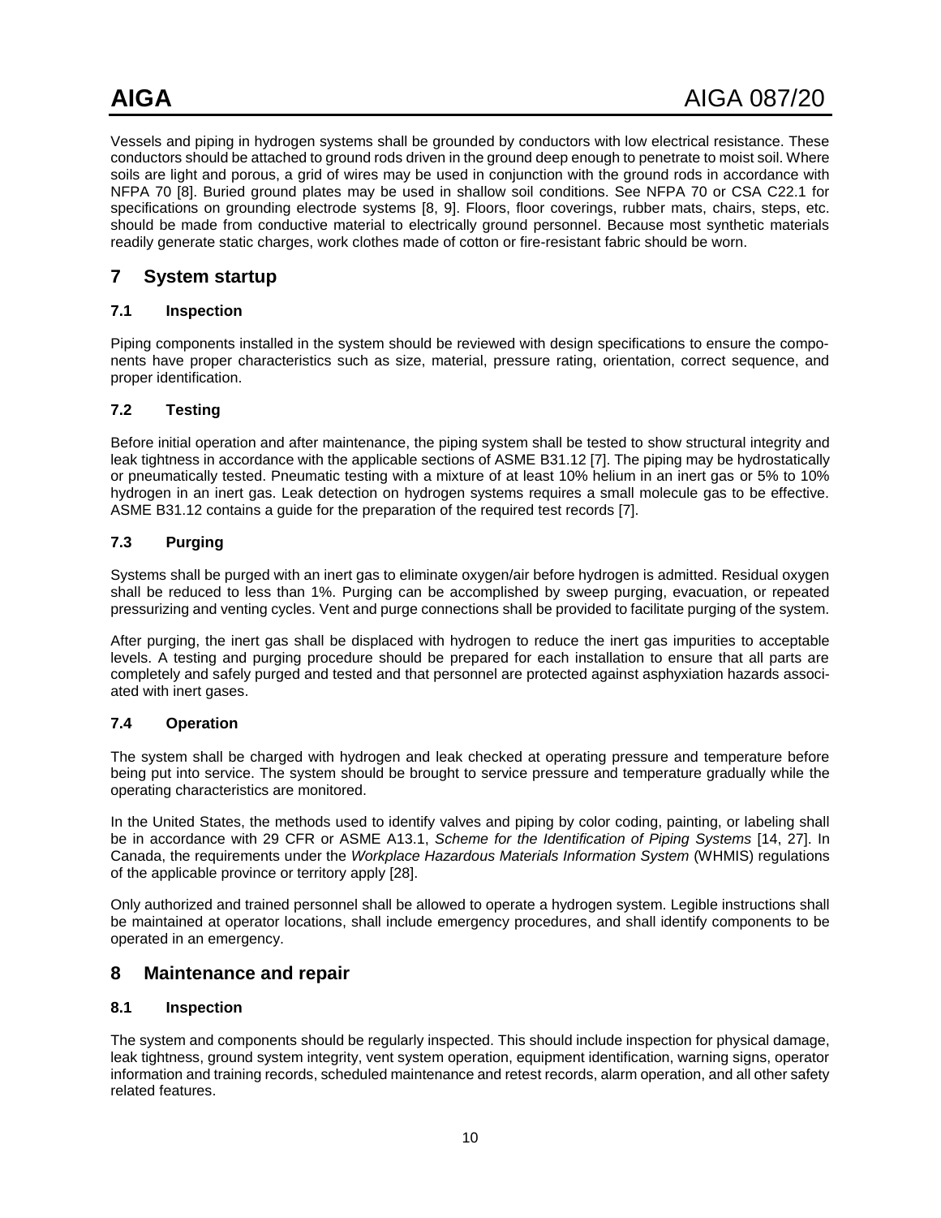Vessels and piping in hydrogen systems shall be grounded by conductors with low electrical resistance. These conductors should be attached to ground rods driven in the ground deep enough to penetrate to moist soil. Where soils are light and porous, a grid of wires may be used in conjunction with the ground rods in accordance with NFPA 70 [8]. Buried ground plates may be used in shallow soil conditions. See NFPA 70 or CSA C22.1 for specifications on grounding electrode systems [8, 9]. Floors, floor coverings, rubber mats, chairs, steps, etc. should be made from conductive material to electrically ground personnel. Because most synthetic materials readily generate static charges, work clothes made of cotton or fire-resistant fabric should be worn.

# 7 System startup

## 7.1 Inspection

Piping components installed in the system should be reviewed with design specifications to ensure the components have proper characteristics such as size, material, pressure rating, orientation, correct sequence, and proper identification.

## 7.2 Testing

Before initial operation and after maintenance, the piping system shall be tested to show structural integrity and leak tightness in accordance with the applicable sections of ASME B31.12 [7]. The piping may be hydrostatically or pneumatically tested. Pneumatic testing with a mixture of at least 10% helium in an inert gas or 5% to 10% hydrogen in an inert gas. Leak detection on hydrogen systems requires a small molecule gas to be effective. ASME B31.12 contains a guide for the preparation of the required test records [7].

## 7.3 Purging

Systems shall be purged with an inert gas to eliminate oxygen/air before hydrogen is admitted. Residual oxygen shall be reduced to less than 1%. Purging can be accomplished by sweep purging, evacuation, or repeated pressurizing and venting cycles. Vent and purge connections shall be provided to facilitate purging of the system.

After purging, the inert gas shall be displaced with hydrogen to reduce the inert gas impurities to acceptable levels. A testing and purging procedure should be prepared for each installation to ensure that all parts are completely and safely purged and tested and that personnel are protected against asphyxiation hazards associated with inert gases.

## 7.4 Operation

The system shall be charged with hydrogen and leak checked at operating pressure and temperature before being put into service. The system should be brought to service pressure and temperature gradually while the operating characteristics are monitored.

In the United States, the methods used to identify valves and piping by color coding, painting, or labeling shall be in accordance with 29 CFR or ASME A13.1, *Scheme for the Identification of Piping Systems* [14, 27]. In Canada, the requirements under the *Workplace Hazardous Materials Information System* (WHMIS) regulations of the applicable province or territory apply [28].

Only authorized and trained personnel shall be allowed to operate a hydrogen system. Legible instructions shall be maintained at operator locations, shall include emergency procedures, and shall identify components to be operated in an emergency.

# 8 Maintenance and repair

## 8.1 Inspection

The system and components should be regularly inspected. This should include inspection for physical damage, leak tightness, ground system integrity, vent system operation, equipment identification, warning signs, operator information and training records, scheduled maintenance and retest records, alarm operation, and all other safety related features.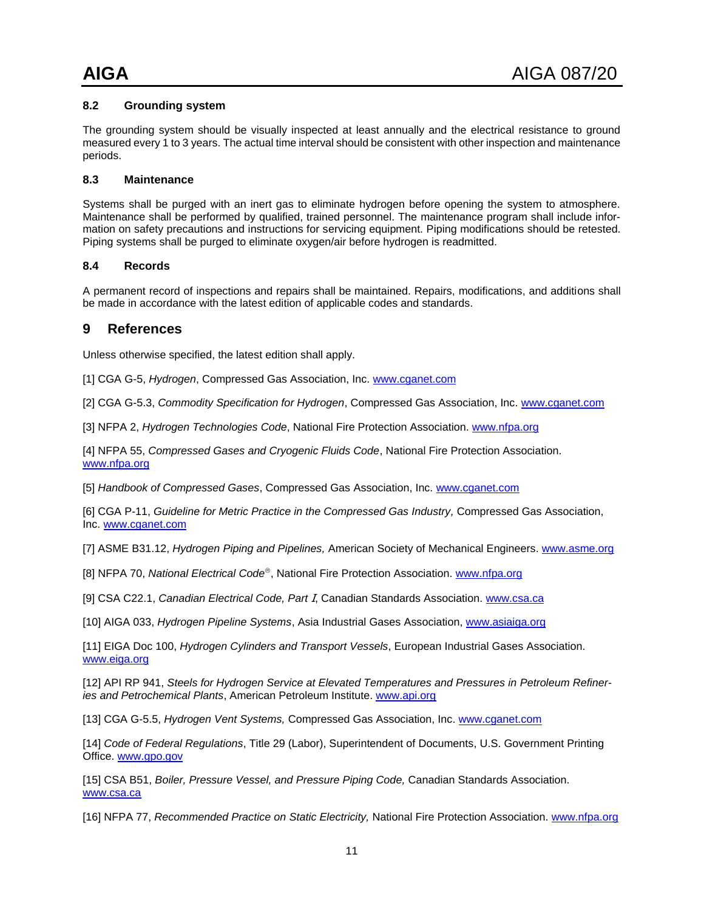### 8.2 Grounding system

The grounding system should be visually inspected at least annually and the electrical resistance to ground measured every 1 to 3 years. The actual time interval should be consistent with other inspection and maintenance periods.

### 8.3 Maintenance

Systems shall be purged with an inert gas to eliminate hydrogen before opening the system to atmosphere. Maintenance shall be performed by qualified, trained personnel. The maintenance program shall include information on safety precautions and instructions for servicing equipment. Piping modifications should be retested. Piping systems shall be purged to eliminate oxygen/air before hydrogen is readmitted.

### 8.4 Records

A permanent record of inspections and repairs shall be maintained. Repairs, modifications, and additions shall be made in accordance with the latest edition of applicable codes and standards.

## 9 References

Unless otherwise specified, the latest edition shall apply.

[1] CGA G-5, *Hydrogen*, Compressed Gas Association, Inc. www.cganet.com

[2] CGA G-5.3, *Commodity Specification for Hydrogen*, Compressed Gas Association, Inc. www.cganet.com

[3] NFPA 2, *Hydrogen Technologies Code*, National Fire Protection Association. www.nfpa.org

[4] NFPA 55, *Compressed Gases and Cryogenic Fluids Code*, National Fire Protection Association. www.nfpa.org

[5] *Handbook of Compressed Gases*, Compressed Gas Association, Inc. www.cganet.com

[6] CGA P-11, *Guideline for Metric Practice in the Compressed Gas Industry,* Compressed Gas Association, Inc. www.cganet.com

[7] ASME B31.12, *Hydrogen Piping and Pipelines,* American Society of Mechanical Engineers. www.asme.org

[8] NFPA 70, *National Electrical Code®*, National Fire Protection Association. www.nfpa.org

[9] CSA C22.1, *Canadian Electrical Code, Part I*, Canadian Standards Association. www.csa.ca

[10] AIGA 033, *Hydrogen Pipeline Systems*, Asia Industrial Gases Association, www.asiaiga.org

[11] EIGA Doc 100, *Hydrogen Cylinders and Transport Vessels*, European Industrial Gases Association. www.eiga.org

[12] API RP 941, *Steels for Hydrogen Service at Elevated Temperatures and Pressures in Petroleum Refineries and Petrochemical Plants*, American Petroleum Institute. www.api.org

[13] CGA G-5.5, *Hydrogen Vent Systems,* Compressed Gas Association, Inc. www.cganet.com

[14] *Code of Federal Regulations*, Title 29 (Labor), Superintendent of Documents, U.S. Government Printing Office. www.gpo.gov

[15] CSA B51, *Boiler, Pressure Vessel, and Pressure Piping Code,* Canadian Standards Association. www.csa.ca

[16] NFPA 77, *Recommended Practice on Static Electricity,* National Fire Protection Association. www.nfpa.org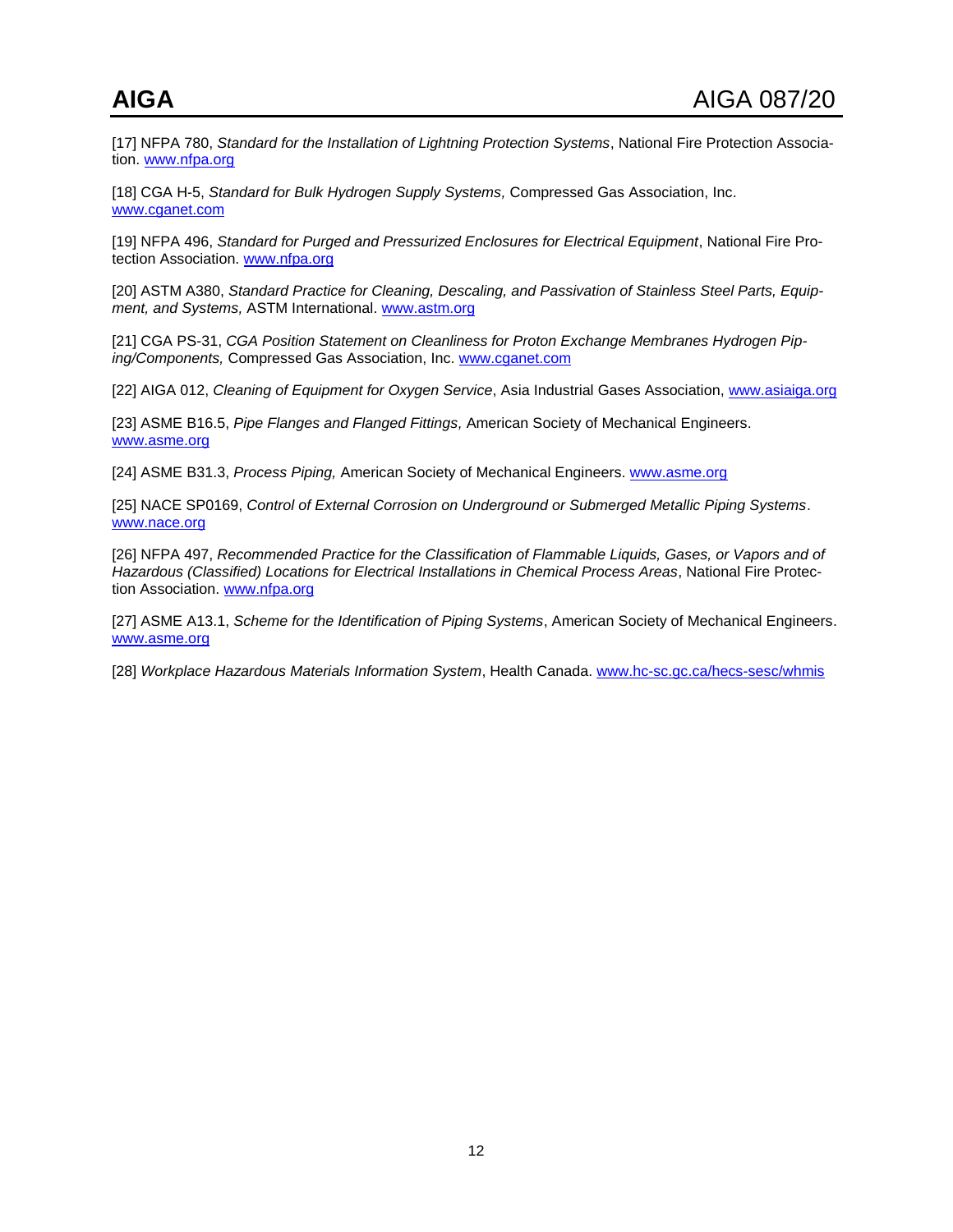[17] NFPA 780, *Standard for the Installation of Lightning Protection Systems*, National Fire Protection Association. www.nfpa.org

[18] CGA H-5, *Standard for Bulk Hydrogen Supply Systems,* Compressed Gas Association, Inc. www.cganet.com

[19] NFPA 496, *Standard for Purged and Pressurized Enclosures for Electrical Equipment*, National Fire Protection Association. www.nfpa.org

[20] ASTM A380, *Standard Practice for Cleaning, Descaling, and Passivation of Stainless Steel Parts, Equipment, and Systems,* ASTM International. www.astm.org

[21] CGA PS-31, *CGA Position Statement on Cleanliness for Proton Exchange Membranes Hydrogen Piping/Components,* Compressed Gas Association, Inc. www.cganet.com

[22] AIGA 012, *Cleaning of Equipment for Oxygen Service*, Asia Industrial Gases Association, www.asiaiga.org

[23] ASME B16.5, *Pipe Flanges and Flanged Fittings,* American Society of Mechanical Engineers. www.asme.org

[24] ASME B31.3, *Process Piping,* American Society of Mechanical Engineers. www.asme.org

[25] NACE SP0169, *Control of External Corrosion on Underground or Submerged Metallic Piping Systems*. www.nace.org

[26] NFPA 497, *Recommended Practice for the Classification of Flammable Liquids, Gases, or Vapors and of Hazardous (Classified) Locations for Electrical Installations in Chemical Process Areas*, National Fire Protection Association. www.nfpa.org

[27] ASME A13.1, *Scheme for the Identification of Piping Systems*, American Society of Mechanical Engineers. www.asme.org

[28] *Workplace Hazardous Materials Information System*, Health Canada. www.hc-sc.gc.ca/hecs-sesc/whmis